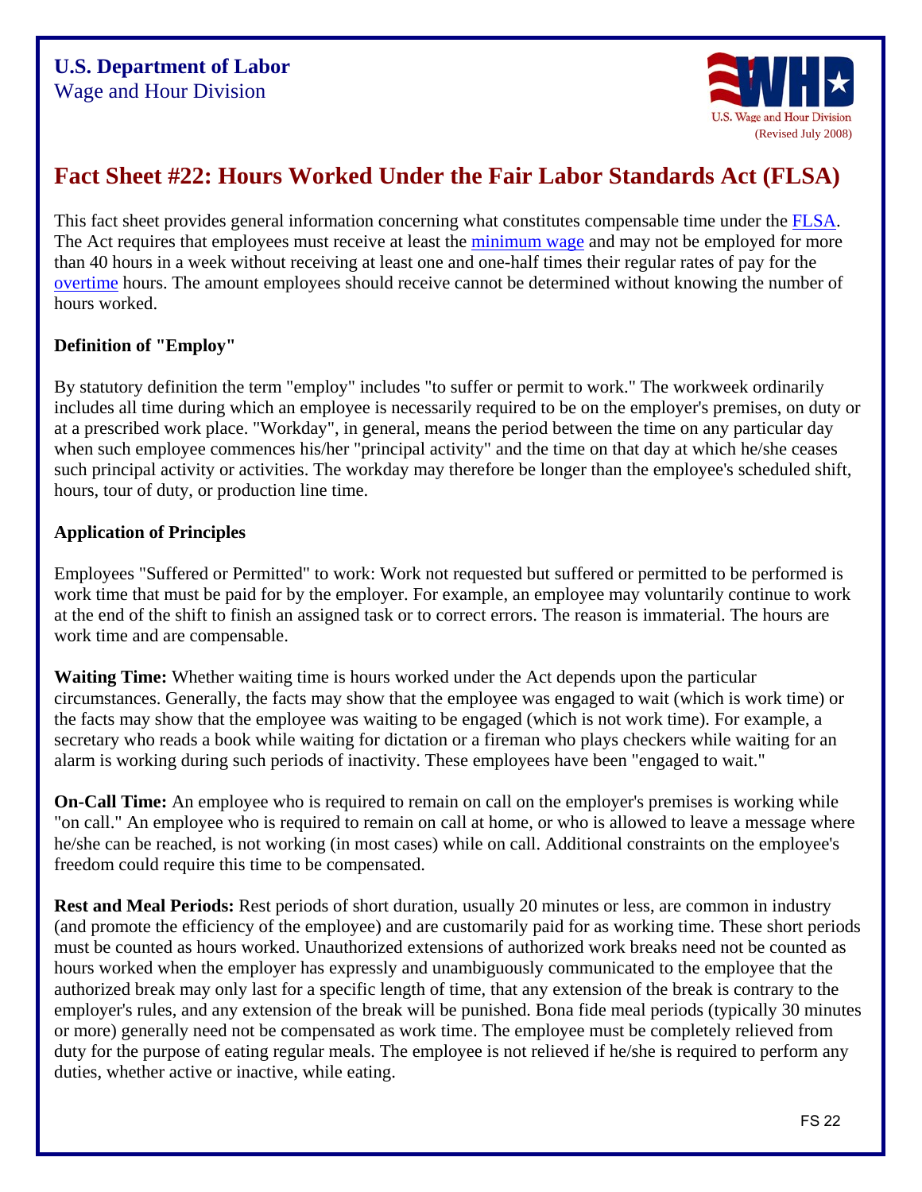**U.S. Department of Labor**
Wage and Hour Division

U.S. Wage and Hour Division
(Revised July 2008)

# Fact Sheet #22: Hours Worked Under the Fair Labor Standards Act (FLSA)

This fact sheet provides general information concerning what constitutes compensable time under the FLSA. The Act requires that employees must receive at least the minimum wage and may not be employed for more than 40 hours in a week without receiving at least one and one-half times their regular rates of pay for the overtime hours. The amount employees should receive cannot be determined without knowing the number of hours worked.

## Definition of "Employ"

By statutory definition the term "employ" includes "to suffer or permit to work." The workweek ordinarily includes all time during which an employee is necessarily required to be on the employer's premises, on duty or at a prescribed work place. "Workday", in general, means the period between the time on any particular day when such employee commences his/her "principal activity" and the time on that day at which he/she ceases such principal activity or activities. The workday may therefore be longer than the employee's scheduled shift, hours, tour of duty, or production line time.

## Application of Principles

Employees "Suffered or Permitted" to work: Work not requested but suffered or permitted to be performed is work time that must be paid for by the employer. For example, an employee may voluntarily continue to work at the end of the shift to finish an assigned task or to correct errors. The reason is immaterial. The hours are work time and are compensable.

**Waiting Time:** Whether waiting time is hours worked under the Act depends upon the particular circumstances. Generally, the facts may show that the employee was engaged to wait (which is work time) or the facts may show that the employee was waiting to be engaged (which is not work time). For example, a secretary who reads a book while waiting for dictation or a fireman who plays checkers while waiting for an alarm is working during such periods of inactivity. These employees have been "engaged to wait."

**On-Call Time:** An employee who is required to remain on call on the employer's premises is working while "on call." An employee who is required to remain on call at home, or who is allowed to leave a message where he/she can be reached, is not working (in most cases) while on call. Additional constraints on the employee's freedom could require this time to be compensated.

**Rest and Meal Periods:** Rest periods of short duration, usually 20 minutes or less, are common in industry (and promote the efficiency of the employee) and are customarily paid for as working time. These short periods must be counted as hours worked. Unauthorized extensions of authorized work breaks need not be counted as hours worked when the employer has expressly and unambiguously communicated to the employee that the authorized break may only last for a specific length of time, that any extension of the break is contrary to the employer's rules, and any extension of the break will be punished. Bona fide meal periods (typically 30 minutes or more) generally need not be compensated as work time. The employee must be completely relieved from duty for the purpose of eating regular meals. The employee is not relieved if he/she is required to perform any duties, whether active or inactive, while eating.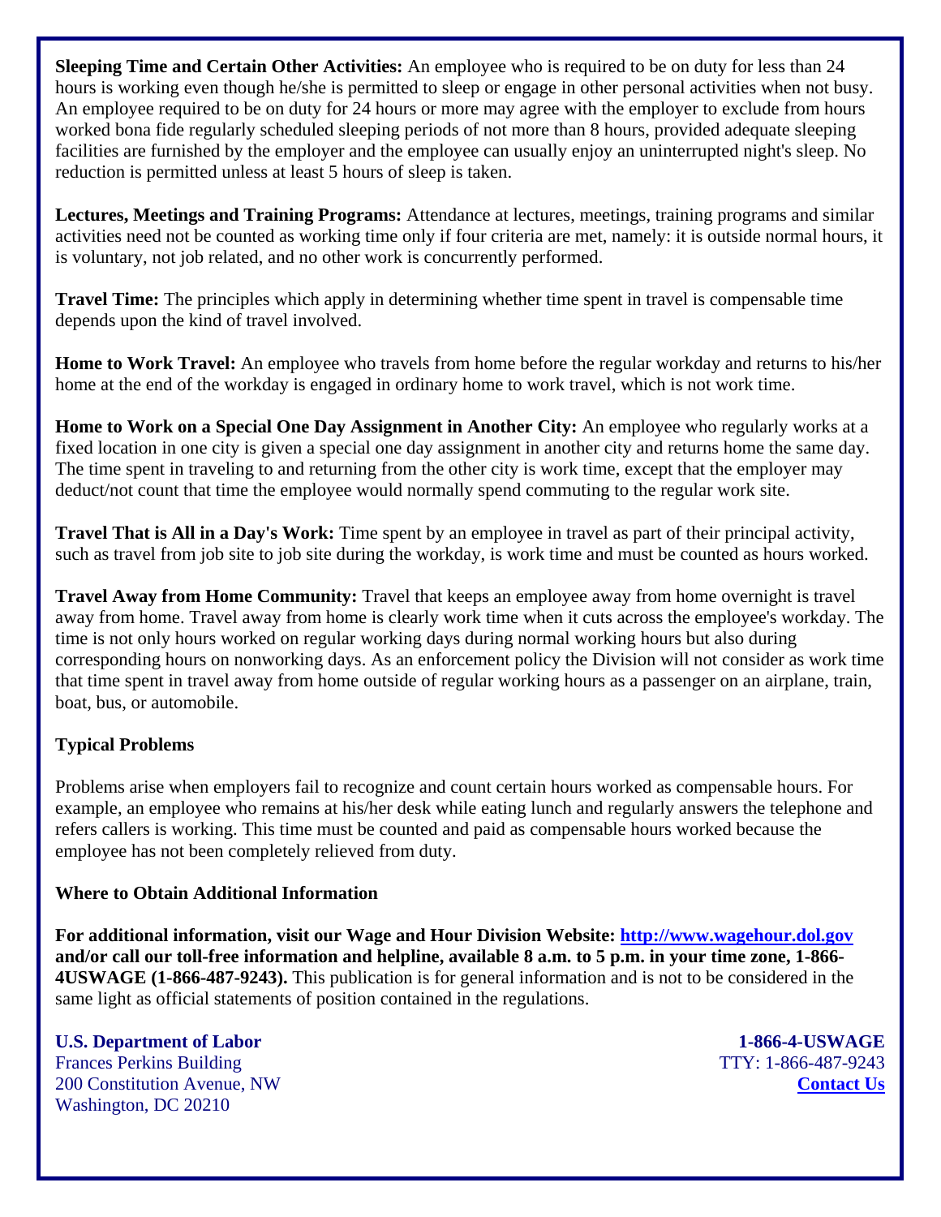**Sleeping Time and Certain Other Activities:** An employee who is required to be on duty for less than 24 hours is working even though he/she is permitted to sleep or engage in other personal activities when not busy. An employee required to be on duty for 24 hours or more may agree with the employer to exclude from hours worked bona fide regularly scheduled sleeping periods of not more than 8 hours, provided adequate sleeping facilities are furnished by the employer and the employee can usually enjoy an uninterrupted night's sleep. No reduction is permitted unless at least 5 hours of sleep is taken.

**Lectures, Meetings and Training Programs:** Attendance at lectures, meetings, training programs and similar activities need not be counted as working time only if four criteria are met, namely: it is outside normal hours, it is voluntary, not job related, and no other work is concurrently performed.

**Travel Time:** The principles which apply in determining whether time spent in travel is compensable time depends upon the kind of travel involved.

**Home to Work Travel:** An employee who travels from home before the regular workday and returns to his/her home at the end of the workday is engaged in ordinary home to work travel, which is not work time.

**Home to Work on a Special One Day Assignment in Another City:** An employee who regularly works at a fixed location in one city is given a special one day assignment in another city and returns home the same day. The time spent in traveling to and returning from the other city is work time, except that the employer may deduct/not count that time the employee would normally spend commuting to the regular work site.

**Travel That is All in a Day's Work:** Time spent by an employee in travel as part of their principal activity, such as travel from job site to job site during the workday, is work time and must be counted as hours worked.

**Travel Away from Home Community:** Travel that keeps an employee away from home overnight is travel away from home. Travel away from home is clearly work time when it cuts across the employee's workday. The time is not only hours worked on regular working days during normal working hours but also during corresponding hours on nonworking days. As an enforcement policy the Division will not consider as work time that time spent in travel away from home outside of regular working hours as a passenger on an airplane, train, boat, bus, or automobile.

## Typical Problems

Problems arise when employers fail to recognize and count certain hours worked as compensable hours. For example, an employee who remains at his/her desk while eating lunch and regularly answers the telephone and refers callers is working. This time must be counted and paid as compensable hours worked because the employee has not been completely relieved from duty.

## Where to Obtain Additional Information

**For additional information, visit our Wage and Hour Division Website: [http://www.wagehour.dol.gov](http://www.wagehour.dol.gov) and/or call our toll-free information and helpline, available 8 a.m. to 5 p.m. in your time zone, 1-866-4USWAGE (1-866-487-9243).** This publication is for general information and is not to be considered in the same light as official statements of position contained in the regulations.

**U.S. Department of Labor**
Frances Perkins Building
200 Constitution Avenue, NW
Washington, DC 20210

**1-866-4-USWAGE**
TTY: 1-866-487-9243
**Contact Us**